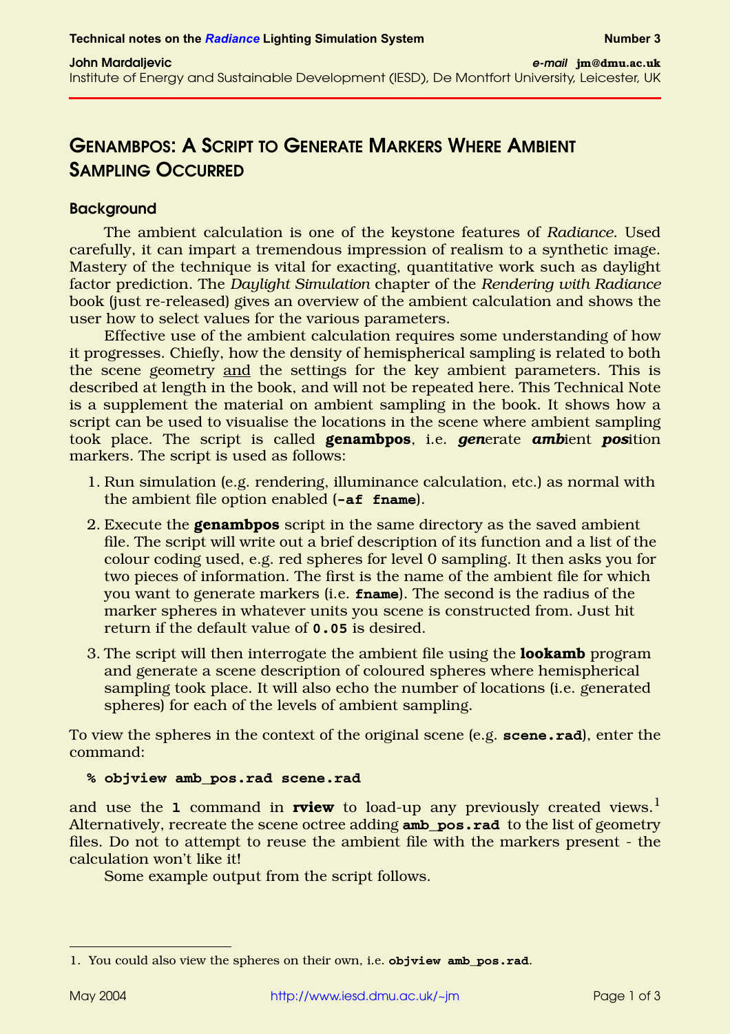Technical notes on the *Radiance* Lighting Simulation System — Number 3

**John Mardaljevic** — *e-mail* **jm@dmu.ac.uk**

Institute of Energy and Sustainable Development (IESD), De Montfort University, Leicester, UK

# GENAMBPOS: A SCRIPT TO GENERATE MARKERS WHERE AMBIENT SAMPLING OCCURRED

## Background

The ambient calculation is one of the keystone features of *Radiance*. Used carefully, it can impart a tremendous impression of realism to a synthetic image. Mastery of the technique is vital for exacting, quantitative work such as daylight factor prediction. The *Daylight Simulation* chapter of the *Rendering with Radiance* book (just re-released) gives an overview of the ambient calculation and shows the user how to select values for the various parameters.

Effective use of the ambient calculation requires some understanding of how it progresses. Chiefly, how the density of hemispherical sampling is related to both the scene geometry and the settings for the key ambient parameters. This is described at length in the book, and will not be repeated here. This Technical Note is a supplement the material on ambient sampling in the book. It shows how a script can be used to visualise the locations in the scene where ambient sampling took place. The script is called **genambpos**, i.e. ***gen***erate ***amb***ient ***pos***ition markers. The script is used as follows:

1. Run simulation (e.g. rendering, illuminance calculation, etc.) as normal with the ambient file option enabled (**-af fname**).
2. Execute the **genambpos** script in the same directory as the saved ambient file. The script will write out a brief description of its function and a list of the colour coding used, e.g. red spheres for level 0 sampling. It then asks you for two pieces of information. The first is the name of the ambient file for which you want to generate markers (i.e. **fname**). The second is the radius of the marker spheres in whatever units you scene is constructed from. Just hit return if the default value of **0.05** is desired.
3. The script will then interrogate the ambient file using the **lookamb** program and generate a scene description of coloured spheres where hemispherical sampling took place. It will also echo the number of locations (i.e. generated spheres) for each of the levels of ambient sampling.

To view the spheres in the context of the original scene (e.g. **scene.rad**), enter the command:

```
% objview amb_pos.rad scene.rad
```

and use the **l** command in **rview** to load-up any previously created views.[1] Alternatively, recreate the scene octree adding **amb_pos.rad** to the list of geometry files. Do not to attempt to reuse the ambient file with the markers present - the calculation won't like it!

Some example output from the script follows.

---

1. You could also view the spheres on their own, i.e. **objview amb_pos.rad**.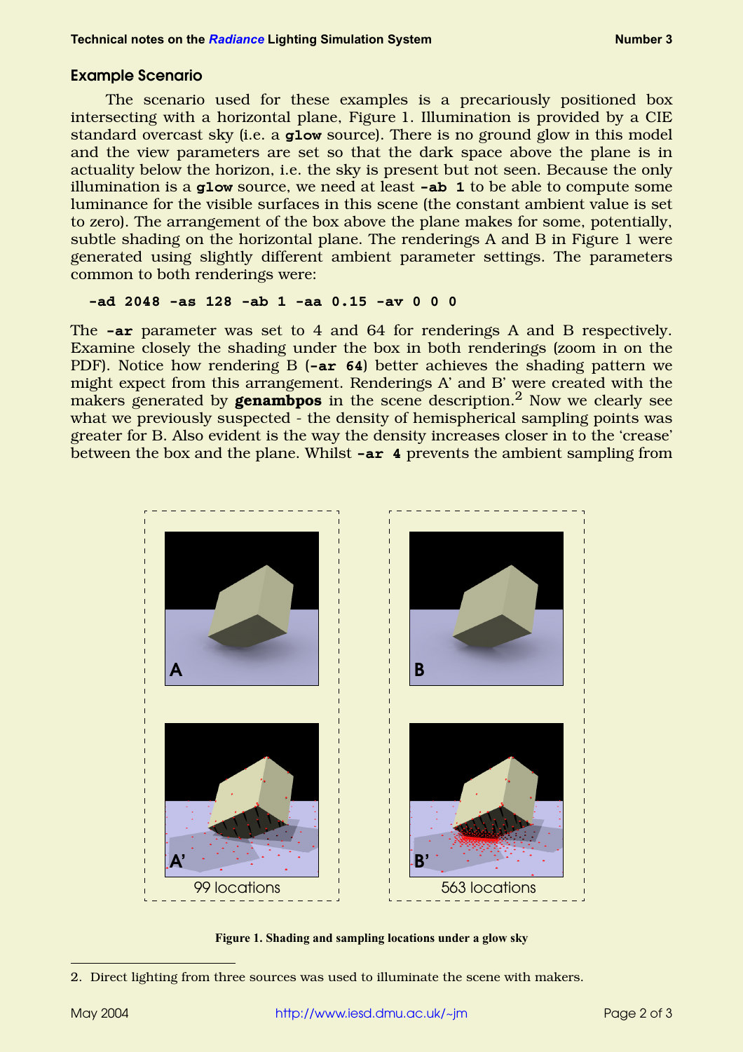### Example Scenario

The scenario used for these examples is a precariously positioned box intersecting with a horizontal plane, Figure 1. Illumination is provided by a CIE standard overcast sky (i.e. a **glow** source). There is no ground glow in this model and the view parameters are set so that the dark space above the plane is in actuality below the horizon, i.e. the sky is present but not seen. Because the only illumination is a **glow** source, we need at least **-ab 1** to be able to compute some luminance for the visible surfaces in this scene (the constant ambient value is set to zero). The arrangement of the box above the plane makes for some, potentially, subtle shading on the horizontal plane. The renderings A and B in Figure 1 were generated using slightly different ambient parameter settings. The parameters common to both renderings were:

```
-ad 2048 -as 128 -ab 1 -aa 0.15 -av 0 0 0
```

The **-ar** parameter was set to 4 and 64 for renderings A and B respectively. Examine closely the shading under the box in both renderings (zoom in on the PDF). Notice how rendering B (**-ar 64**) better achieves the shading pattern we might expect from this arrangement. Renderings A' and B' were created with the makers generated by **genambpos** in the scene description.[2] Now we clearly see what we previously suspected - the density of hemispherical sampling points was greater for B. Also evident is the way the density increases closer in to the 'crease' between the box and the plane. Whilst **-ar 4** prevents the ambient sampling from

A | B

A' — 99 locations | B' — 563 locations

**Figure 1. Shading and sampling locations under a glow sky**

2. Direct lighting from three sources was used to illuminate the scene with makers.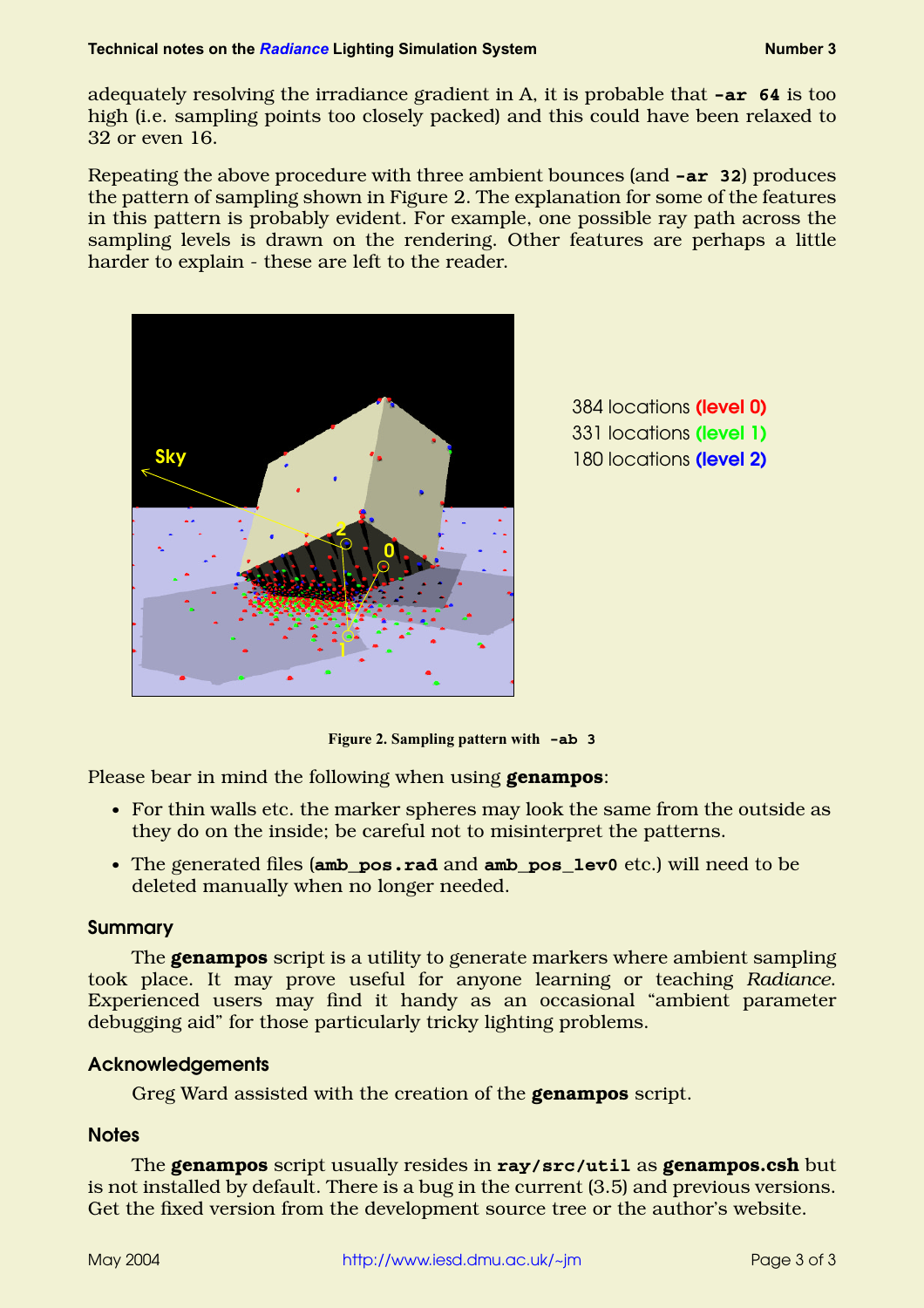adequately resolving the irradiance gradient in A, it is probable that **-ar 64** is too high (i.e. sampling points too closely packed) and this could have been relaxed to 32 or even 16.

Repeating the above procedure with three ambient bounces (and **-ar 32**) produces the pattern of sampling shown in Figure 2. The explanation for some of the features in this pattern is probably evident. For example, one possible ray path across the sampling levels is drawn on the rendering. Other features are perhaps a little harder to explain - these are left to the reader.

Sky

2

0

1

384 locations **(level 0)**
331 locations **(level 1)**
180 locations **(level 2)**

**Figure 2. Sampling pattern with -ab 3**

Please bear in mind the following when using **genampos**:

- For thin walls etc. the marker spheres may look the same from the outside as they do on the inside; be careful not to misinterpret the patterns.
- The generated files (**amb_pos.rad** and **amb_pos_lev0** etc.) will need to be deleted manually when no longer needed.

## Summary

The **genampos** script is a utility to generate markers where ambient sampling took place. It may prove useful for anyone learning or teaching *Radiance*. Experienced users may find it handy as an occasional “ambient parameter debugging aid” for those particularly tricky lighting problems.

## Acknowledgements

Greg Ward assisted with the creation of the **genampos** script.

## Notes

The **genampos** script usually resides in **ray/src/util** as **genampos.csh** but is not installed by default. There is a bug in the current (3.5) and previous versions. Get the fixed version from the development source tree or the author’s website.